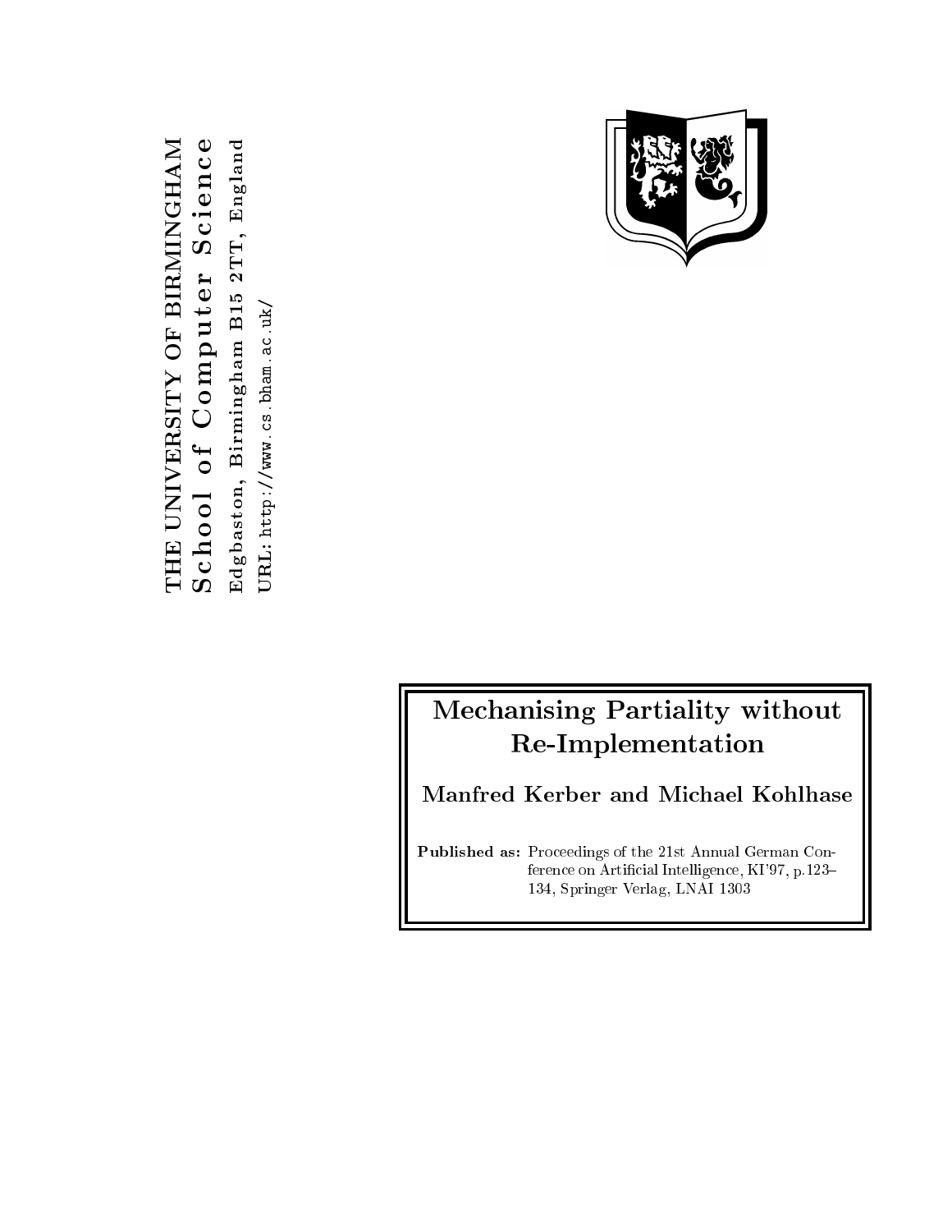THE UNIVERSITY OF BIRMINGHAM
School of Computer Science
Edgbaston, Birmingham B15 2TT, England
URL: http://www.cs.bham.ac.uk/

# Mechanising Partiality without Re-Implementation

**Manfred Kerber and Michael Kohlhase**

**Published as:** Proceedings of the 21st Annual German Conference on Artificial Intelligence, KI'97, p.123–134, Springer Verlag, LNAI 1303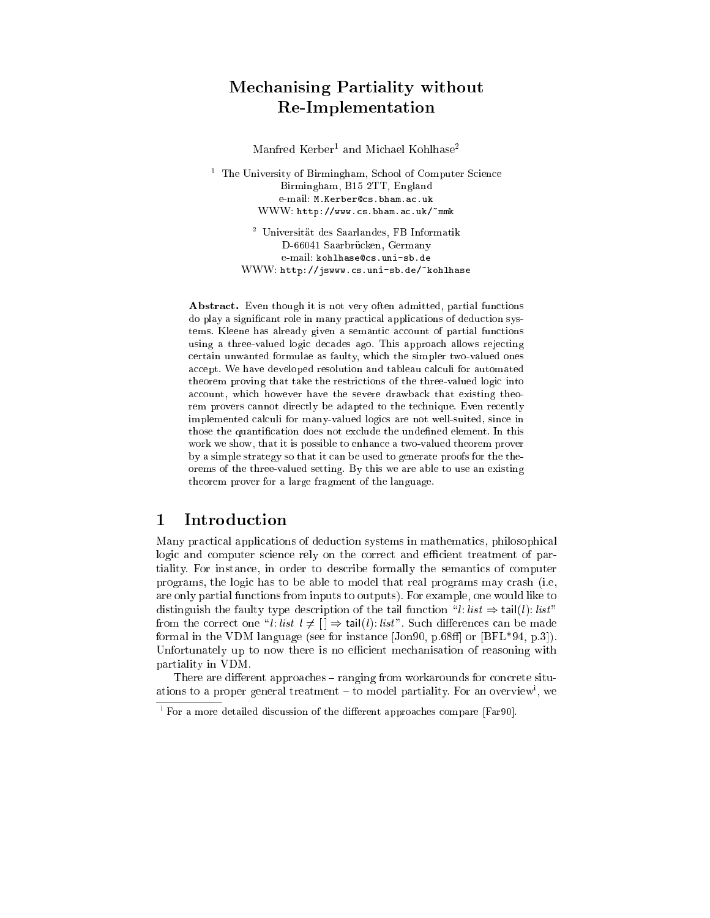# Mechanising Partiality without Re-Implementation

Manfred Kerber[1] and Michael Kohlhase[2]

[1] The University of Birmingham, School of Computer Science
Birmingham, B15 2TT, England
e-mail: `M.Kerber@cs.bham.ac.uk`
WWW: `http://www.cs.bham.ac.uk/~mmk`

[2] Universität des Saarlandes, FB Informatik
D-66041 Saarbrücken, Germany
e-mail: `kohlhase@cs.uni-sb.de`
WWW: `http://jswww.cs.uni-sb.de/~kohlhase`

**Abstract.** Even though it is not very often admitted, partial functions do play a significant role in many practical applications of deduction systems. Kleene has already given a semantic account of partial functions using a three-valued logic decades ago. This approach allows rejecting certain unwanted formulae as faulty, which the simpler two-valued ones accept. We have developed resolution and tableau calculi for automated theorem proving that take the restrictions of the three-valued logic into account, which however have the severe drawback that existing theorem provers cannot directly be adapted to the technique. Even recently implemented calculi for many-valued logics are not well-suited, since in those the quantification does not exclude the undefined element. In this work we show, that it is possible to enhance a two-valued theorem prover by a simple strategy so that it can be used to generate proofs for the theorems of the three-valued setting. By this we are able to use an existing theorem prover for a large fragment of the language.

## 1 Introduction

Many practical applications of deduction systems in mathematics, philosophical logic and computer science rely on the correct and efficient treatment of partiality. For instance, in order to describe formally the semantics of computer programs, the logic has to be able to model that real programs may crash (i.e, are only partial functions from inputs to outputs). For example, one would like to distinguish the faulty type description of the tail function "$l\colon list \Rightarrow \mathsf{tail}(l)\colon list$" from the correct one "$l\colon list\ \ l \neq [\,] \Rightarrow \mathsf{tail}(l)\colon list$". Such differences can be made formal in the VDM language (see for instance [Jon90, p.68ff] or [BFL*94, p.3]). Unfortunately up to now there is no efficient mechanisation of reasoning with partiality in VDM.

There are different approaches – ranging from workarounds for concrete situations to a proper general treatment – to model partiality. For an overview[i], we

[i] For a more detailed discussion of the different approaches compare [Far90].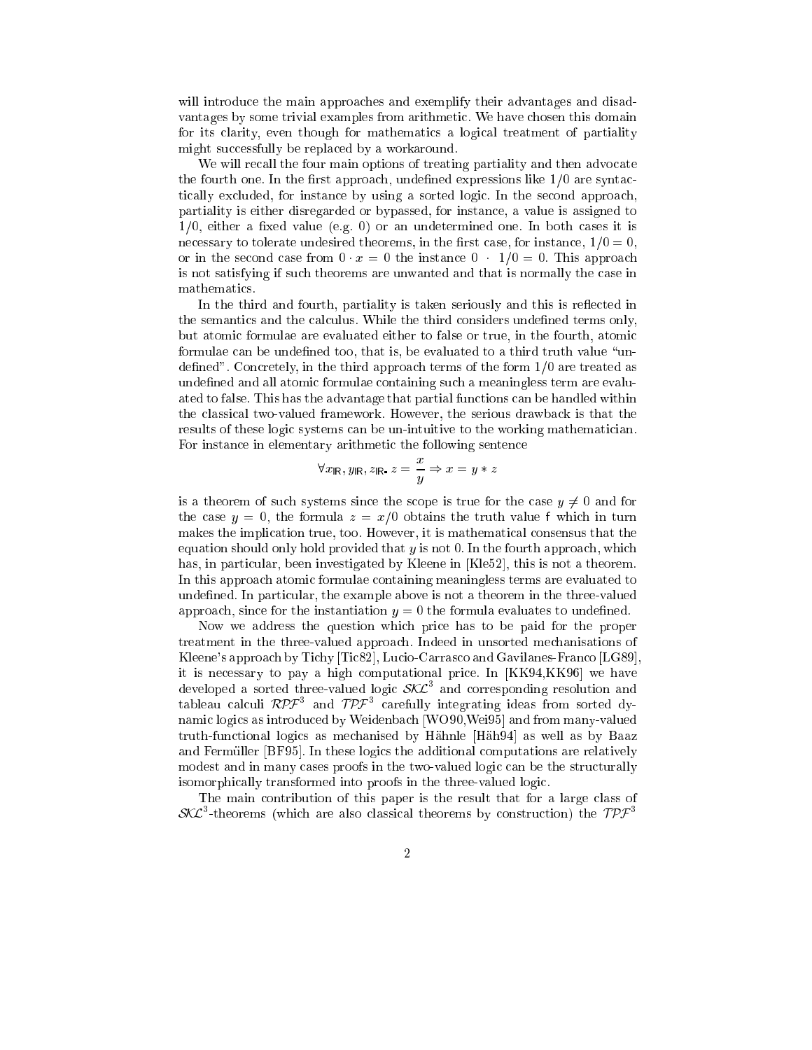will introduce the main approaches and exemplify their advantages and disadvantages by some trivial examples from arithmetic. We have chosen this domain for its clarity, even though for mathematics a logical treatment of partiality might successfully be replaced by a workaround.

We will recall the four main options of treating partiality and then advocate the fourth one. In the first approach, undefined expressions like $1/0$ are syntactically excluded, for instance by using a sorted logic. In the second approach, partiality is either disregarded or bypassed, for instance, a value is assigned to $1/0$, either a fixed value (e.g. 0) or an undetermined one. In both cases it is necessary to tolerate undesired theorems, in the first case, for instance, $1/0 = 0$, or in the second case from $0 \cdot x = 0$ the instance $0 \cdot 1/0 = 0$. This approach is not satisfying if such theorems are unwanted and that is normally the case in mathematics.

In the third and fourth, partiality is taken seriously and this is reflected in the semantics and the calculus. While the third considers undefined terms only, but atomic formulae are evaluated either to false or true, in the fourth, atomic formulae can be undefined too, that is, be evaluated to a third truth value "undefined". Concretely, in the third approach terms of the form $1/0$ are treated as undefined and all atomic formulae containing such a meaningless term are evaluated to false. This has the advantage that partial functions can be handled within the classical two-valued framework. However, the serious drawback is that the results of these logic systems can be un-intuitive to the working mathematician. For instance in elementary arithmetic the following sentence

$$\forall x_{\mathbb{R}}, y_{\mathbb{R}}, z_{\mathbb{R}}.\ z = \frac{x}{y} \Rightarrow x = y * z$$

is a theorem of such systems since the scope is true for the case $y \neq 0$ and for the case $y = 0$, the formula $z = x/0$ obtains the truth value $\mathsf{f}$ which in turn makes the implication true, too. However, it is mathematical consensus that the equation should only hold provided that $y$ is not 0. In the fourth approach, which has, in particular, been investigated by Kleene in [Kle52], this is not a theorem. In this approach atomic formulae containing meaningless terms are evaluated to undefined. In particular, the example above is not a theorem in the three-valued approach, since for the instantiation $y = 0$ the formula evaluates to undefined.

Now we address the question which price has to be paid for the proper treatment in the three-valued approach. Indeed in unsorted mechanisations of Kleene's approach by Tichy [Tic82], Lucio-Carrasco and Gavilanes-Franco [LG89], it is necessary to pay a high computational price. In [KK94,KK96] we have developed a sorted three-valued logic $\mathcal{SKL}^3$ and corresponding resolution and tableau calculi $\mathcal{RPF}^3$ and $\mathcal{TPF}^3$ carefully integrating ideas from sorted dynamic logics as introduced by Weidenbach [WO90,Wei95] and from many-valued truth-functional logics as mechanised by Hähnle [Häh94] as well as by Baaz and Fermüller [BF95]. In these logics the additional computations are relatively modest and in many cases proofs in the two-valued logic can be the structurally isomorphically transformed into proofs in the three-valued logic.

The main contribution of this paper is the result that for a large class of $\mathcal{SKL}^3$-theorems (which are also classical theorems by construction) the $\mathcal{TPF}^3$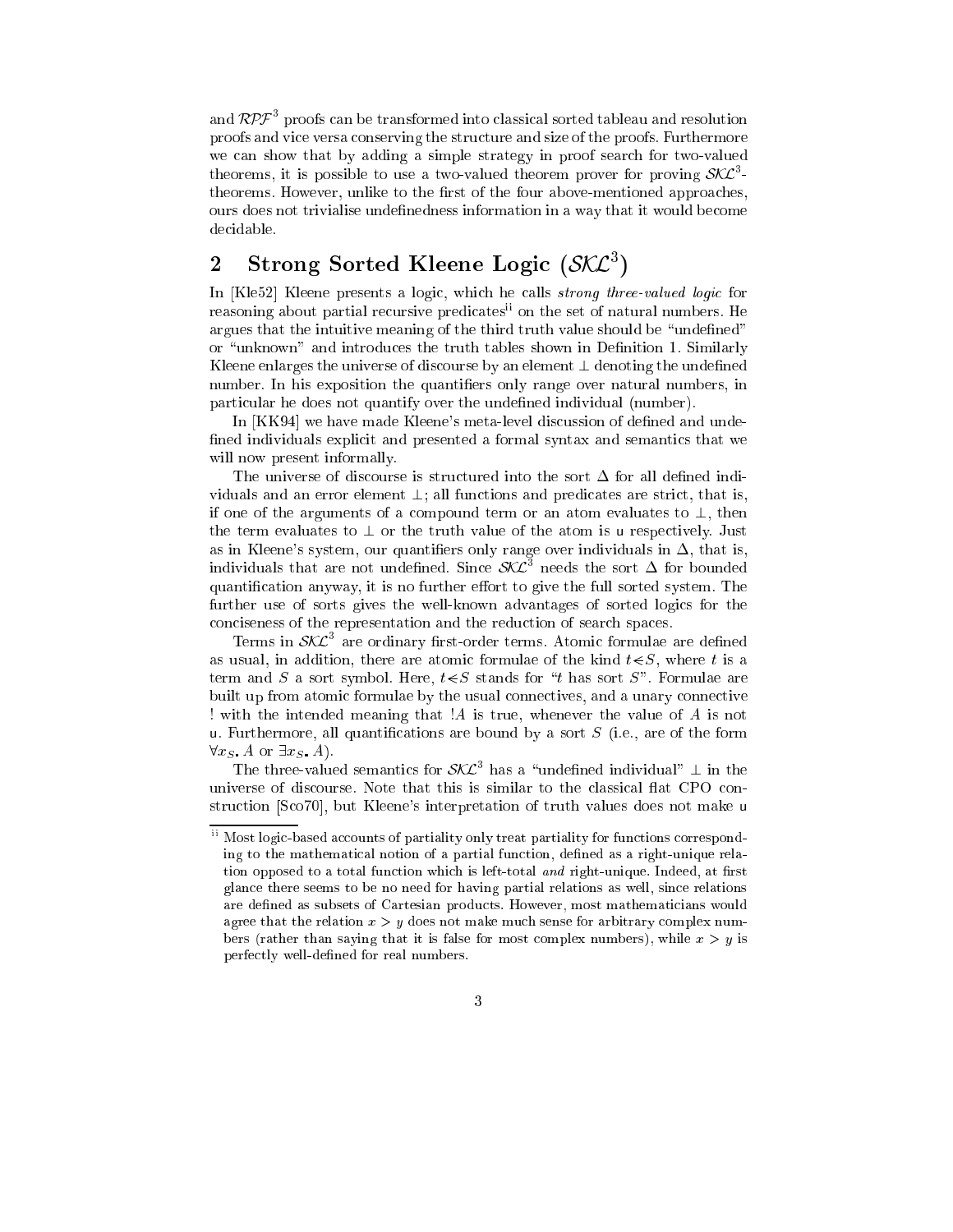and $\mathcal{RPF}^3$ proofs can be transformed into classical sorted tableau and resolution proofs and vice versa conserving the structure and size of the proofs. Furthermore we can show that by adding a simple strategy in proof search for two-valued theorems, it is possible to use a two-valued theorem prover for proving $\mathcal{SKL}^3$-theorems. However, unlike to the first of the four above-mentioned approaches, ours does not trivialise undefinedness information in a way that it would become decidable.

## 2 Strong Sorted Kleene Logic ($\mathcal{SKL}^3$)

In [Kle52] Kleene presents a logic, which he calls *strong three-valued logic* for reasoning about partial recursive predicates[ii] on the set of natural numbers. He argues that the intuitive meaning of the third truth value should be "undefined" or "unknown" and introduces the truth tables shown in Definition 1. Similarly Kleene enlarges the universe of discourse by an element $\perp$ denoting the undefined number. In his exposition the quantifiers only range over natural numbers, in particular he does not quantify over the undefined individual (number).

In [KK94] we have made Kleene's meta-level discussion of defined and undefined individuals explicit and presented a formal syntax and semantics that we will now present informally.

The universe of discourse is structured into the sort $\Delta$ for all defined individuals and an error element $\perp$; all functions and predicates are strict, that is, if one of the arguments of a compound term or an atom evaluates to $\perp$, then the term evaluates to $\perp$ or the truth value of the atom is $\mathsf{u}$ respectively. Just as in Kleene's system, our quantifiers only range over individuals in $\Delta$, that is, individuals that are not undefined. Since $\mathcal{SKL}^3$ needs the sort $\Delta$ for bounded quantification anyway, it is no further effort to give the full sorted system. The further use of sorts gives the well-known advantages of sorted logics for the conciseness of the representation and the reduction of search spaces.

Terms in $\mathcal{SKL}^3$ are ordinary first-order terms. Atomic formulae are defined as usual, in addition, there are atomic formulae of the kind $t \lessdot S$, where $t$ is a term and $S$ a sort symbol. Here, $t \lessdot S$ stands for "$t$ has sort $S$". Formulae are built up from atomic formulae by the usual connectives, and a unary connective ! with the intended meaning that $!A$ is true, whenever the value of $A$ is not $\mathsf{u}$. Furthermore, all quantifications are bound by a sort $S$ (i.e., are of the form $\forall x_S.\, A$ or $\exists x_S.\, A$).

The three-valued semantics for $\mathcal{SKL}^3$ has a "undefined individual" $\perp$ in the universe of discourse. Note that this is similar to the classical flat CPO construction [Sco70], but Kleene's interpretation of truth values does not make $\mathsf{u}$

---

[ii] Most logic-based accounts of partiality only treat partiality for functions corresponding to the mathematical notion of a partial function, defined as a right-unique relation opposed to a total function which is left-total *and* right-unique. Indeed, at first glance there seems to be no need for having partial relations as well, since relations are defined as subsets of Cartesian products. However, most mathematicians would agree that the relation $x > y$ does not make much sense for arbitrary complex numbers (rather than saying that it is false for most complex numbers), while $x > y$ is perfectly well-defined for real numbers.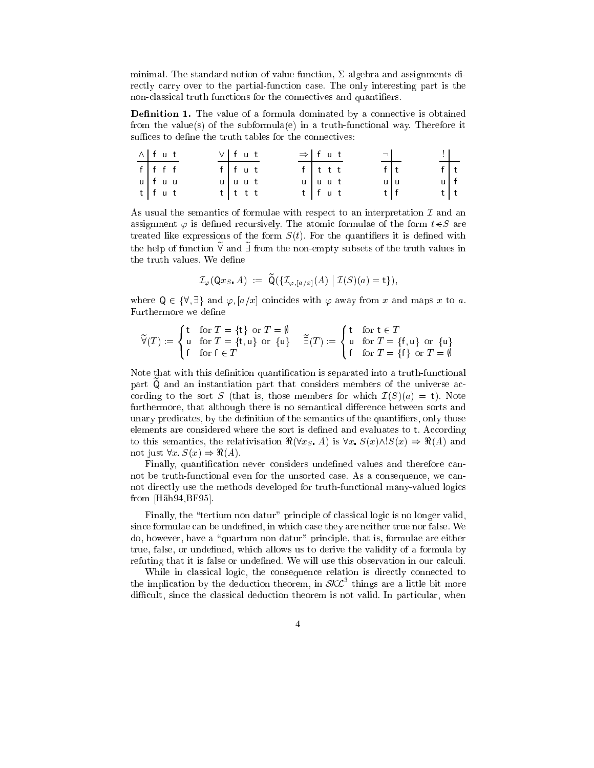minimal. The standard notion of value function, $\Sigma$-algebra and assignments directly carry over to the partial-function case. The only interesting part is the non-classical truth functions for the connectives and quantifiers.

**Definition 1.** The value of a formula dominated by a connective is obtained from the value(s) of the subformula(e) in a truth-functional way. Therefore it suffices to define the truth tables for the connectives:

| $\wedge$ | f | u | t |
|---|---|---|---|
| f | f | f | f |
| u | f | u | u |
| t | f | u | t |

| $\vee$ | f | u | t |
|---|---|---|---|
| f | f | u | t |
| u | u | u | t |
| t | t | t | t |

| $\Rightarrow$ | f | u | t |
|---|---|---|---|
| f | t | t | t |
| u | u | u | t |
| t | f | u | t |

| $\neg$ | |
|---|---|
| f | t |
| u | u |
| t | f |

| ! | |
|---|---|
| f | t |
| u | f |
| t | t |

As usual the semantics of formulae with respect to an interpretation $\mathcal{I}$ and an assignment $\varphi$ is defined recursively. The atomic formulae of the form $t \lessdot S$ are treated like expressions of the form $S(t)$. For the quantifiers it is defined with the help of function $\widetilde{\forall}$ and $\widetilde{\exists}$ from the non-empty subsets of the truth values in the truth values. We define

$$\mathcal{I}_\varphi(\mathsf{Q}x_S\textbf{.}\, A) := \widetilde{\mathsf{Q}}(\{\mathcal{I}_{\varphi,[a/x]}(A) \mid \mathcal{I}(S)(a) = \mathsf{t}\}),$$

where $\mathsf{Q} \in \{\forall, \exists\}$ and $\varphi, [a/x]$ coincides with $\varphi$ away from $x$ and maps $x$ to $a$. Furthermore we define

$$\widetilde{\forall}(T) := \begin{cases} \mathsf{t} & \text{for } T = \{\mathsf{t}\} \text{ or } T = \emptyset \\ \mathsf{u} & \text{for } T = \{\mathsf{t}, \mathsf{u}\} \text{ or } \{\mathsf{u}\} \\ \mathsf{f} & \text{for } \mathsf{f} \in T \end{cases} \quad \widetilde{\exists}(T) := \begin{cases} \mathsf{t} & \text{for } \mathsf{t} \in T \\ \mathsf{u} & \text{for } T = \{\mathsf{f}, \mathsf{u}\} \text{ or } \{\mathsf{u}\} \\ \mathsf{f} & \text{for } T = \{\mathsf{f}\} \text{ or } T = \emptyset \end{cases}$$

Note that with this definition quantification is separated into a truth-functional part $\widetilde{\mathsf{Q}}$ and an instantiation part that considers members of the universe according to the sort $S$ (that is, those members for which $\mathcal{I}(S)(a) = \mathsf{t}$). Note furthermore, that although there is no semantical difference between sorts and unary predicates, by the definition of the semantics of the quantifiers, only those elements are considered where the sort is defined and evaluates to $\mathsf{t}$. According to this semantics, the relativisation $\Re(\forall x_S\textbf{.}\, A)$ is $\forall x\textbf{.}\, S(x) \wedge !S(x) \Rightarrow \Re(A)$ and not just $\forall x\textbf{.}\, S(x) \Rightarrow \Re(A)$.

Finally, quantification never considers undefined values and therefore cannot be truth-functional even for the unsorted case. As a consequence, we cannot directly use the methods developed for truth-functional many-valued logics from [Häh94,BF95].

Finally, the "tertium non datur" principle of classical logic is no longer valid, since formulae can be undefined, in which case they are neither true nor false. We do, however, have a "quartum non datur" principle, that is, formulae are either true, false, or undefined, which allows us to derive the validity of a formula by refuting that it is false or undefined. We will use this observation in our calculi.

While in classical logic, the consequence relation is directly connected to the implication by the deduction theorem, in $\mathcal{SKL}^3$ things are a little bit more difficult, since the classical deduction theorem is not valid. In particular, when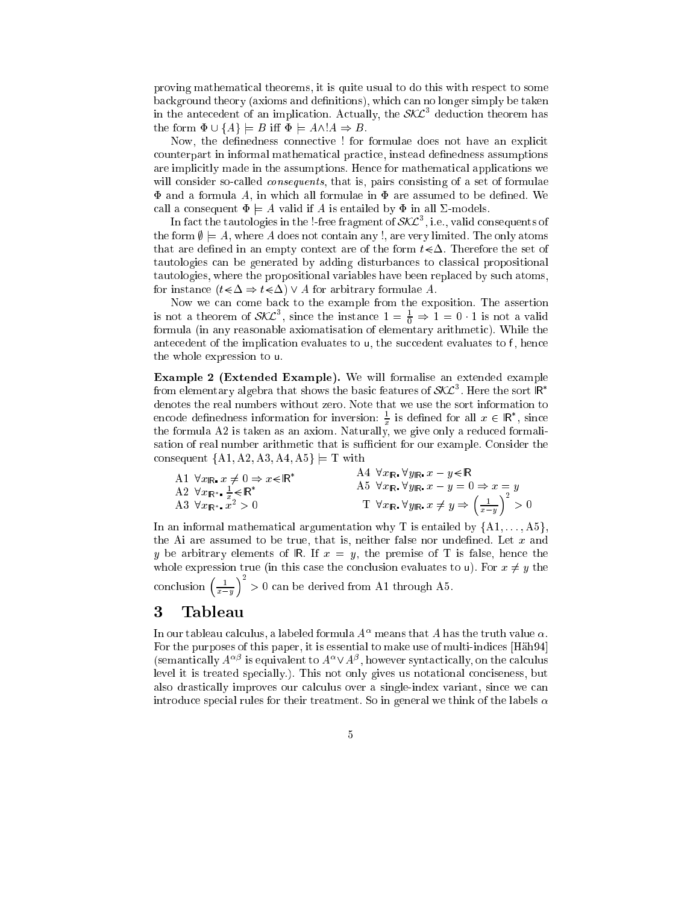proving mathematical theorems, it is quite usual to do this with respect to some background theory (axioms and definitions), which can no longer simply be taken in the antecedent of an implication. Actually, the $\mathcal{SKL}^3$ deduction theorem has the form $\Phi \cup \{A\} \models B$ iff $\Phi \models A \wedge !A \Rightarrow B$.

Now, the definedness connective ! for formulae does not have an explicit counterpart in informal mathematical practice, instead definedness assumptions are implicitly made in the assumptions. Hence for mathematical applications we will consider so-called *consequents*, that is, pairs consisting of a set of formulae $\Phi$ and a formula $A$, in which all formulae in $\Phi$ are assumed to be defined. We call a consequent $\Phi \models A$ valid if $A$ is entailed by $\Phi$ in all $\Sigma$-models.

In fact the tautologies in the !-free fragment of $\mathcal{SKL}^3$, i.e., valid consequents of the form $\emptyset \models A$, where $A$ does not contain any !, are very limited. The only atoms that are defined in an empty context are of the form $t \lessdot \Delta$. Therefore the set of tautologies can be generated by adding disturbances to classical propositional tautologies, where the propositional variables have been replaced by such atoms, for instance $(t \lessdot \Delta \Rightarrow t \lessdot \Delta) \vee A$ for arbitrary formulae $A$.

Now we can come back to the example from the exposition. The assertion is not a theorem of $\mathcal{SKL}^3$, since the instance $1 = \frac{1}{0} \Rightarrow 1 = 0 \cdot 1$ is not a valid formula (in any reasonable axiomatisation of elementary arithmetic). While the antecedent of the implication evaluates to $\mathsf{u}$, the succedent evaluates to $\mathsf{f}$, hence the whole expression to $\mathsf{u}$.

**Example 2 (Extended Example).** We will formalise an extended example from elementary algebra that shows the basic features of $\mathcal{SKL}^3$. Here the sort $\mathbb{R}^*$ denotes the real numbers without zero. Note that we use the sort information to encode definedness information for inversion: $\frac{1}{x}$ is defined for all $x \in \mathbb{R}^*$, since the formula A2 is taken as an axiom. Naturally, we give only a reduced formalisation of real number arithmetic that is sufficient for our example. Consider the consequent $\{\mathrm{A1}, \mathrm{A2}, \mathrm{A3}, \mathrm{A4}, \mathrm{A5}\} \models \mathrm{T}$ with

A1 $\forall x_{\mathbb{R}}.\, x \neq 0 \Rightarrow x \lessdot \mathbb{R}^*$

A2 $\forall x_{\mathbb{R}^*}.\, \frac{1}{x} \lessdot \mathbb{R}^*$

A3 $\forall x_{\mathbb{R}^*}.\, x^2 > 0$

A4 $\forall x_{\mathbb{R}}.\, \forall y_{\mathbb{R}}.\, x - y \lessdot \mathbb{R}$

A5 $\forall x_{\mathbb{R}}.\, \forall y_{\mathbb{R}}.\, x - y = 0 \Rightarrow x = y$

T $\forall x_{\mathbb{R}}.\, \forall y_{\mathbb{R}}.\, x \neq y \Rightarrow \left(\frac{1}{x-y}\right)^2 > 0$

In an informal mathematical argumentation why T is entailed by $\{\mathrm{A1}, \ldots, \mathrm{A5}\}$, the Ai are assumed to be true, that is, neither false nor undefined. Let $x$ and $y$ be arbitrary elements of $\mathbb{R}$. If $x = y$, the premise of T is false, hence the whole expression true (in this case the conclusion evaluates to $\mathsf{u}$). For $x \neq y$ the conclusion $\left(\frac{1}{x-y}\right)^2 > 0$ can be derived from A1 through A5.

# 3 Tableau

In our tableau calculus, a labeled formula $A^\alpha$ means that $A$ has the truth value $\alpha$. For the purposes of this paper, it is essential to make use of multi-indices [Häh94] (semantically $A^{\alpha\beta}$ is equivalent to $A^\alpha \vee A^\beta$, however syntactically, on the calculus level it is treated specially.). This not only gives us notational conciseness, but also drastically improves our calculus over a single-index variant, since we can introduce special rules for their treatment. So in general we think of the labels $\alpha$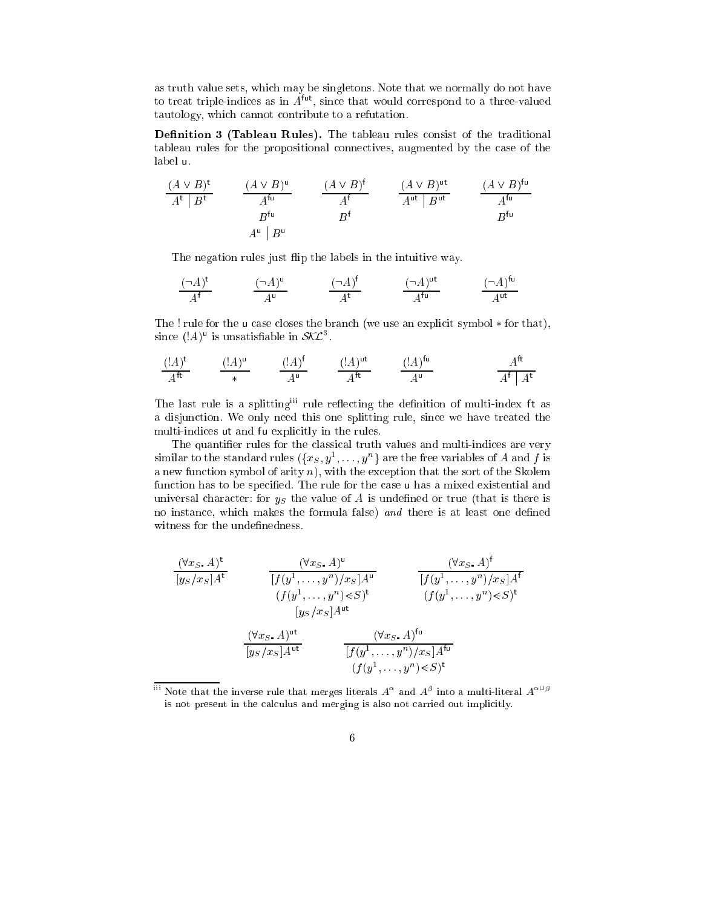as truth value sets, which may be singletons. Note that we normally do not have to treat triple-indices as in $A^{\mathsf{fut}}$, since that would correspond to a three-valued tautology, which cannot contribute to a refutation.

**Definition 3 (Tableau Rules).** The tableau rules consist of the traditional tableau rules for the propositional connectives, augmented by the case of the label $\mathsf{u}$.

$$\frac{(A \vee B)^{\mathsf{t}}}{A^{\mathsf{t}} \mid B^{\mathsf{t}}} \qquad \frac{(A \vee B)^{\mathsf{u}}}{\begin{array}{c} A^{\mathsf{fu}} \\ B^{\mathsf{fu}} \\ A^{\mathsf{u}} \mid B^{\mathsf{u}} \end{array}} \qquad \frac{(A \vee B)^{\mathsf{f}}}{\begin{array}{c} A^{\mathsf{f}} \\ B^{\mathsf{f}} \end{array}} \qquad \frac{(A \vee B)^{\mathsf{ut}}}{A^{\mathsf{ut}} \mid B^{\mathsf{ut}}} \qquad \frac{(A \vee B)^{\mathsf{fu}}}{\begin{array}{c} A^{\mathsf{fu}} \\ B^{\mathsf{fu}} \end{array}}$$

The negation rules just flip the labels in the intuitive way.

$$\frac{(\neg A)^{\mathsf{t}}}{A^{\mathsf{f}}} \qquad \frac{(\neg A)^{\mathsf{u}}}{A^{\mathsf{u}}} \qquad \frac{(\neg A)^{\mathsf{f}}}{A^{\mathsf{t}}} \qquad \frac{(\neg A)^{\mathsf{ut}}}{A^{\mathsf{fu}}} \qquad \frac{(\neg A)^{\mathsf{fu}}}{A^{\mathsf{ut}}}$$

The ! rule for the $\mathsf{u}$ case closes the branch (we use an explicit symbol $*$ for that), since $(!A)^{\mathsf{u}}$ is unsatisfiable in $\mathcal{SKL}^3$.

$$\frac{(!A)^{\mathsf{t}}}{A^{\mathsf{ft}}} \qquad \frac{(!A)^{\mathsf{u}}}{*} \qquad \frac{(!A)^{\mathsf{f}}}{A^{\mathsf{u}}} \qquad \frac{(!A)^{\mathsf{ut}}}{A^{\mathsf{ft}}} \qquad \frac{(!A)^{\mathsf{fu}}}{A^{\mathsf{u}}} \qquad\qquad \frac{A^{\mathsf{ft}}}{A^{\mathsf{f}} \mid A^{\mathsf{t}}}$$

The last rule is a splitting[iii] rule reflecting the definition of multi-index $\mathsf{ft}$ as a disjunction. We only need this one splitting rule, since we have treated the multi-indices $\mathsf{ut}$ and $\mathsf{fu}$ explicitly in the rules.

The quantifier rules for the classical truth values and multi-indices are very similar to the standard rules ($\{x_S, y^1, \ldots, y^n\}$ are the free variables of $A$ and $f$ is a new function symbol of arity $n$), with the exception that the sort of the Skolem function has to be specified. The rule for the case $\mathsf{u}$ has a mixed existential and universal character: for $y_S$ the value of $A$ is undefined or true (that is there is no instance, which makes the formula false) *and* there is at least one defined witness for the undefinedness.

$$\frac{(\forall x_S . A)^{\mathsf{t}}}{[y_S/x_S]A^{\mathsf{t}}} \qquad \frac{(\forall x_S . A)^{\mathsf{u}}}{\begin{array}{c} [f(y^1,\ldots,y^n)/x_S]A^{\mathsf{u}} \\ (f(y^1,\ldots,y^n) \lessdot S)^{\mathsf{t}} \\ [y_S/x_S]A^{\mathsf{ut}} \end{array}} \qquad \frac{(\forall x_S . A)^{\mathsf{f}}}{\begin{array}{c} [f(y^1,\ldots,y^n)/x_S]A^{\mathsf{f}} \\ (f(y^1,\ldots,y^n) \lessdot S)^{\mathsf{t}} \end{array}}$$

$$\frac{(\forall x_S . A)^{\mathsf{ut}}}{[y_S/x_S]A^{\mathsf{ut}}} \qquad \frac{(\forall x_S . A)^{\mathsf{fu}}}{\begin{array}{c} [f(y^1,\ldots,y^n)/x_S]A^{\mathsf{fu}} \\ (f(y^1,\ldots,y^n) \lessdot S)^{\mathsf{t}} \end{array}}$$

---

[iii] Note that the inverse rule that merges literals $A^{\alpha}$ and $A^{\beta}$ into a multi-literal $A^{\alpha \cup \beta}$ is not present in the calculus and merging is also not carried out implicitly.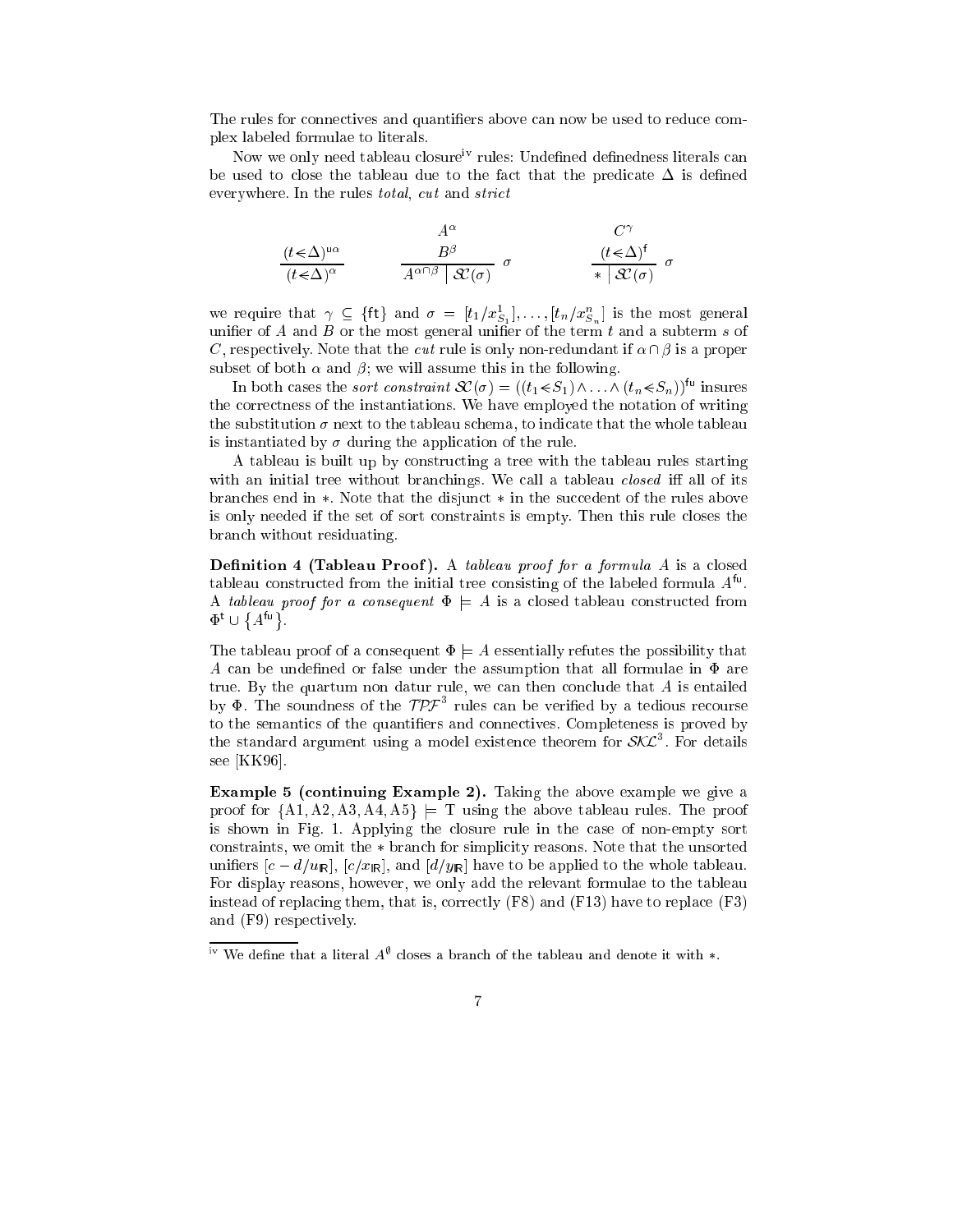The rules for connectives and quantifiers above can now be used to reduce complex labeled formulae to literals.

Now we only need tableau closure[iv] rules: Undefined definedness literals can be used to close the tableau due to the fact that the predicate $\Delta$ is defined everywhere. In the rules *total*, *cut* and *strict*

$$\frac{(t \lessdot \Delta)^{\mathsf{u}\alpha}}{(t \lessdot \Delta)^{\alpha}} \qquad \frac{\begin{array}{c}A^{\alpha}\\ B^{\beta}\end{array}}{A^{\alpha \cap \beta} \mid \mathcal{SC}(\sigma)}\ \sigma \qquad \frac{\begin{array}{c}C^{\gamma}\\ (t \lessdot \Delta)^{\mathsf{f}}\end{array}}{* \mid \mathcal{SC}(\sigma)}\ \sigma$$

we require that $\gamma \subseteq \{\mathsf{ft}\}$ and $\sigma = [t_1/x^1_{S_1}], \ldots, [t_n/x^n_{S_n}]$ is the most general unifier of $A$ and $B$ or the most general unifier of the term $t$ and a subterm $s$ of $C$, respectively. Note that the *cut* rule is only non-redundant if $\alpha \cap \beta$ is a proper subset of both $\alpha$ and $\beta$; we will assume this in the following.

In both cases the *sort constraint* $\mathcal{SC}(\sigma) = ((t_1 \lessdot S_1) \wedge \ldots \wedge (t_n \lessdot S_n))^{\mathsf{fu}}$ insures the correctness of the instantiations. We have employed the notation of writing the substitution $\sigma$ next to the tableau schema, to indicate that the whole tableau is instantiated by $\sigma$ during the application of the rule.

A tableau is built up by constructing a tree with the tableau rules starting with an initial tree without branchings. We call a tableau *closed* iff all of its branches end in $*$. Note that the disjunct $*$ in the succedent of the rules above is only needed if the set of sort constraints is empty. Then this rule closes the branch without residuating.

**Definition 4 (Tableau Proof).** A *tableau proof for a formula* $A$ is a closed tableau constructed from the initial tree consisting of the labeled formula $A^{\mathsf{fu}}$. A *tableau proof for a consequent* $\Phi \models A$ is a closed tableau constructed from $\Phi^{\mathsf{t}} \cup \{A^{\mathsf{fu}}\}$.

The tableau proof of a consequent $\Phi \models A$ essentially refutes the possibility that $A$ can be undefined or false under the assumption that all formulae in $\Phi$ are true. By the quartum non datur rule, we can then conclude that $A$ is entailed by $\Phi$. The soundness of the $\mathcal{TPF}^3$ rules can be verified by a tedious recourse to the semantics of the quantifiers and connectives. Completeness is proved by the standard argument using a model existence theorem for $\mathcal{SKL}^3$. For details see [KK96].

**Example 5 (continuing Example 2).** Taking the above example we give a proof for $\{A1, A2, A3, A4, A5\} \models T$ using the above tableau rules. The proof is shown in Fig. 1. Applying the closure rule in the case of non-empty sort constraints, we omit the $*$ branch for simplicity reasons. Note that the unsorted unifiers $[c - d/u_{\mathbb{R}}]$, $[c/x_{\mathbb{R}}]$, and $[d/y_{\mathbb{R}}]$ have to be applied to the whole tableau. For display reasons, however, we only add the relevant formulae to the tableau instead of replacing them, that is, correctly (F8) and (F13) have to replace (F3) and (F9) respectively.

---

[iv] We define that a literal $A^{\emptyset}$ closes a branch of the tableau and denote it with $*$.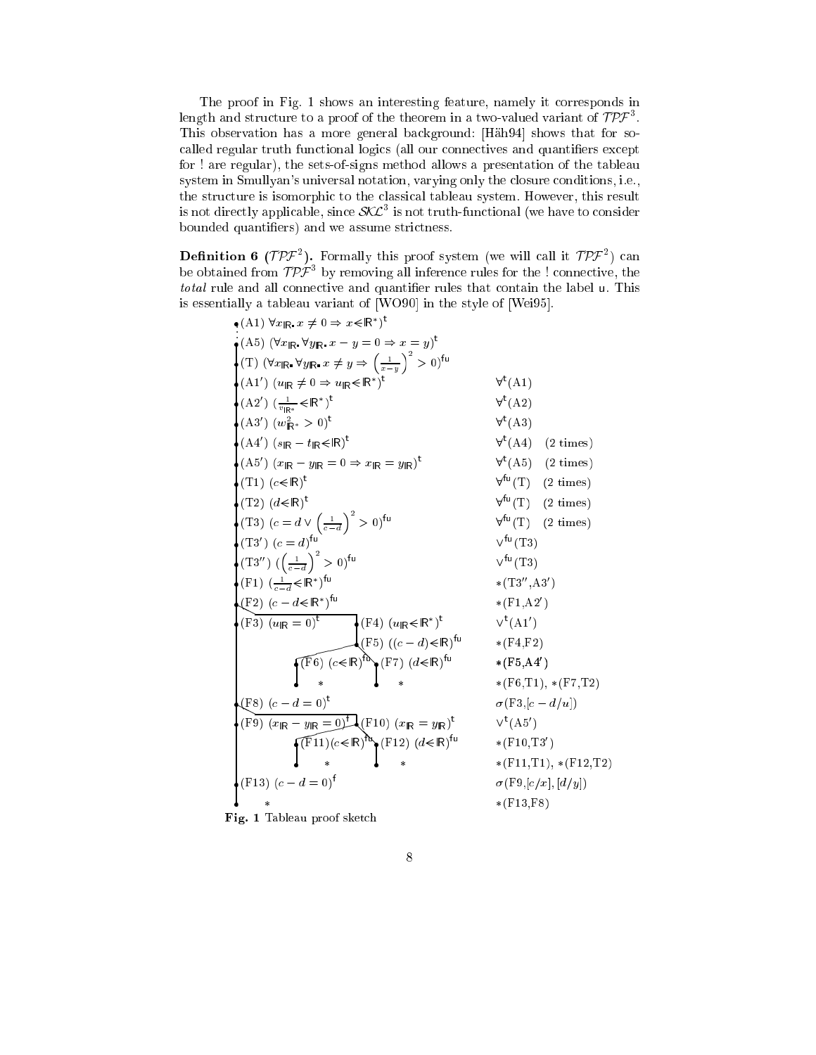The proof in Fig. 1 shows an interesting feature, namely it corresponds in length and structure to a proof of the theorem in a two-valued variant of $\mathcal{TPF}^3$. This observation has a more general background: [Häh94] shows that for so-called regular truth functional logics (all our connectives and quantifiers except for ! are regular), the sets-of-signs method allows a presentation of the tableau system in Smullyan's universal notation, varying only the closure conditions, i.e., the structure is isomorphic to the classical tableau system. However, this result is not directly applicable, since $\mathcal{SKL}^3$ is not truth-functional (we have to consider bounded quantifiers) and we assume strictness.

**Definition 6** ($\mathcal{TPF}^2$)**.** Formally this proof system (we will call it $\mathcal{TPF}^2$) can be obtained from $\mathcal{TPF}^3$ by removing all inference rules for the ! connective, the *total* rule and all connective and quantifier rules that contain the label u. This is essentially a tableau variant of [WO90] in the style of [Wei95].

(A1) $(\forall x_{\mathbb{R}}.\, x \neq 0 \Rightarrow x \lessdot \mathbb{R}^*)^{\mathsf{t}}$
⋮
(A5) $(\forall x_{\mathbb{R}}.\, \forall y_{\mathbb{R}}.\, x - y = 0 \Rightarrow x = y)^{\mathsf{t}}$
(T) $(\forall x_{\mathbb{R}}.\, \forall y_{\mathbb{R}}.\, x \neq y \Rightarrow \left(\frac{1}{x-y}\right)^2 > 0)^{\mathsf{fu}}$
(A1′) $(u_{\mathbb{R}} \neq 0 \Rightarrow u_{\mathbb{R}} \lessdot \mathbb{R}^*)^{\mathsf{t}}$ — $\forall^{\mathsf{t}}$(A1)
(A2′) $(\frac{1}{v_{\mathbb{R}^*}} \lessdot \mathbb{R}^*)^{\mathsf{t}}$ — $\forall^{\mathsf{t}}$(A2)
(A3′) $(w_{\mathbb{R}^*}^2 > 0)^{\mathsf{t}}$ — $\forall^{\mathsf{t}}$(A3)
(A4′) $(s_{\mathbb{R}} - t_{\mathbb{R}} \lessdot \mathbb{R})^{\mathsf{t}}$ — $\forall^{\mathsf{t}}$(A4) (2 times)
(A5′) $(x_{\mathbb{R}} - y_{\mathbb{R}} = 0 \Rightarrow x_{\mathbb{R}} = y_{\mathbb{R}})^{\mathsf{t}}$ — $\forall^{\mathsf{t}}$(A5) (2 times)
(T1) $(c \lessdot \mathbb{R})^{\mathsf{t}}$ — $\forall^{\mathsf{fu}}$(T) (2 times)
(T2) $(d \lessdot \mathbb{R})^{\mathsf{t}}$ — $\forall^{\mathsf{fu}}$(T) (2 times)
(T3) $(c = d \vee \left(\frac{1}{c-d}\right)^2 > 0)^{\mathsf{fu}}$ — $\forall^{\mathsf{fu}}$(T) (2 times)
(T3′) $(c = d)^{\mathsf{fu}}$ — $\vee^{\mathsf{fu}}$(T3)
(T3″) $(\left(\frac{1}{c-d}\right)^2 > 0)^{\mathsf{fu}}$ — $\vee^{\mathsf{fu}}$(T3)
(F1) $(\frac{1}{c-d} \lessdot \mathbb{R}^*)^{\mathsf{fu}}$ — $*$(T3″,A3′)
(F2) $(c - d \lessdot \mathbb{R}^*)^{\mathsf{fu}}$ — $*$(F1,A2′)
(F3) $(u_{\mathbb{R}} = 0)^{\mathsf{t}}$ | (F4) $(u_{\mathbb{R}} \lessdot \mathbb{R}^*)^{\mathsf{t}}$ — $\vee^{\mathsf{t}}$(A1′)
  (F5) $((c-d) \lessdot \mathbb{R})^{\mathsf{fu}}$ — $*$(F4,F2)
  (F6) $(c \lessdot \mathbb{R})^{\mathsf{fu}}$ | (F7) $(d \lessdot \mathbb{R})^{\mathsf{fu}}$ — $*$(F5,A4′)
  $*$ | $*$ — $*$(F6,T1), $*$(F7,T2)
(F8) $(c - d = 0)^{\mathsf{t}}$ — $\sigma$(F3,$[c-d/u]$)
(F9) $(x_{\mathbb{R}} - y_{\mathbb{R}} = 0)^{\mathsf{f}}$ | (F10) $(x_{\mathbb{R}} = y_{\mathbb{R}})^{\mathsf{t}}$ — $\vee^{\mathsf{t}}$(A5′)
  (F11) $(c \lessdot \mathbb{R})^{\mathsf{fu}}$ | (F12) $(d \lessdot \mathbb{R})^{\mathsf{fu}}$ — $*$(F10,T3′)
  $*$ | $*$ — $*$(F11,T1), $*$(F12,T2)
(F13) $(c - d = 0)^{\mathsf{f}}$ — $\sigma$(F9,$[c/x]$, $[d/y]$)
$*$ — $*$(F13,F8)

**Fig. 1** Tableau proof sketch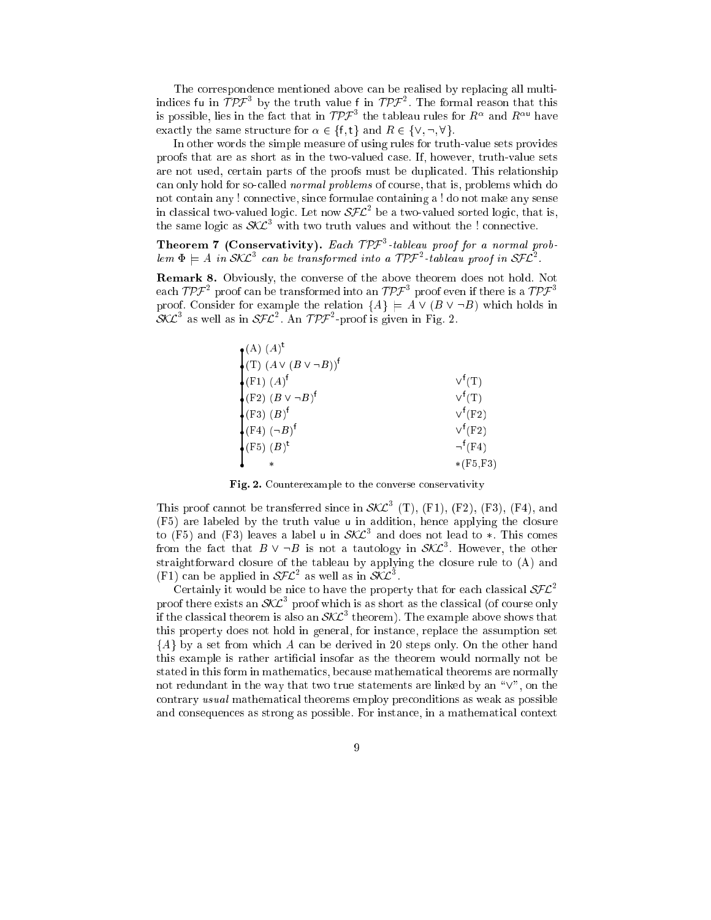The correspondence mentioned above can be realised by replacing all multi-indices fu in $\mathcal{TPF}^3$ by the truth value f in $\mathcal{TPF}^2$. The formal reason that this is possible, lies in the fact that in $\mathcal{TPF}^3$ the tableau rules for $R^\alpha$ and $R^{\alpha\mathsf{u}}$ have exactly the same structure for $\alpha \in \{\mathsf{f}, \mathsf{t}\}$ and $R \in \{\vee, \neg, \forall\}$.

In other words the simple measure of using rules for truth-value sets provides proofs that are as short as in the two-valued case. If, however, truth-value sets are not used, certain parts of the proofs must be duplicated. This relationship can only hold for so-called *normal problems* of course, that is, problems which do not contain any ! connective, since formulae containing a ! do not make any sense in classical two-valued logic. Let now $\mathcal{SFL}^2$ be a two-valued sorted logic, that is, the same logic as $\mathcal{SKL}^3$ with two truth values and without the ! connective.

**Theorem 7 (Conservativity).** *Each $\mathcal{TPF}^3$-tableau proof for a normal problem $\Phi \models A$ in $\mathcal{SKL}^3$ can be transformed into a $\mathcal{TPF}^2$-tableau proof in $\mathcal{SFL}^2$.*

**Remark 8.** Obviously, the converse of the above theorem does not hold. Not each $\mathcal{TPF}^2$ proof can be transformed into an $\mathcal{TPF}^3$ proof even if there is a $\mathcal{TPF}^3$ proof. Consider for example the relation $\{A\} \models A \vee (B \vee \neg B)$ which holds in $\mathcal{SKL}^3$ as well as in $\mathcal{SFL}^2$. An $\mathcal{TPF}^2$-proof is given in Fig. 2.

| | |
|---|---|
| (A) $(A)^{\mathsf{t}}$ | |
| (T) $(A \vee (B \vee \neg B))^{\mathsf{f}}$ | |
| (F1) $(A)^{\mathsf{f}}$ | $\vee^{\mathsf{f}}$(T) |
| (F2) $(B \vee \neg B)^{\mathsf{f}}$ | $\vee^{\mathsf{f}}$(T) |
| (F3) $(B)^{\mathsf{f}}$ | $\vee^{\mathsf{f}}$(F2) |
| (F4) $(\neg B)^{\mathsf{f}}$ | $\vee^{\mathsf{f}}$(F2) |
| (F5) $(B)^{\mathsf{t}}$ | $\neg^{\mathsf{f}}$(F4) |
| $*$ | $*$(F5,F3) |

**Fig. 2.** Counterexample to the converse conservativity

This proof cannot be transferred since in $\mathcal{SKL}^3$ (T), (F1), (F2), (F3), (F4), and (F5) are labeled by the truth value u in addition, hence applying the closure to (F5) and (F3) leaves a label u in $\mathcal{SKL}^3$ and does not lead to $*$. This comes from the fact that $B \vee \neg B$ is not a tautology in $\mathcal{SKL}^3$. However, the other straightforward closure of the tableau by applying the closure rule to (A) and (F1) can be applied in $\mathcal{SFL}^2$ as well as in $\mathcal{SKL}^3$.

Certainly it would be nice to have the property that for each classical $\mathcal{SFL}^2$ proof there exists an $\mathcal{SKL}^3$ proof which is as short as the classical (of course only if the classical theorem is also an $\mathcal{SKL}^3$ theorem). The example above shows that this property does not hold in general, for instance, replace the assumption set $\{A\}$ by a set from which $A$ can be derived in 20 steps only. On the other hand this example is rather artificial insofar as the theorem would normally not be stated in this form in mathematics, because mathematical theorems are normally not redundant in the way that two true statements are linked by an "$\vee$", on the contrary *usual* mathematical theorems employ preconditions as weak as possible and consequences as strong as possible. For instance, in a mathematical context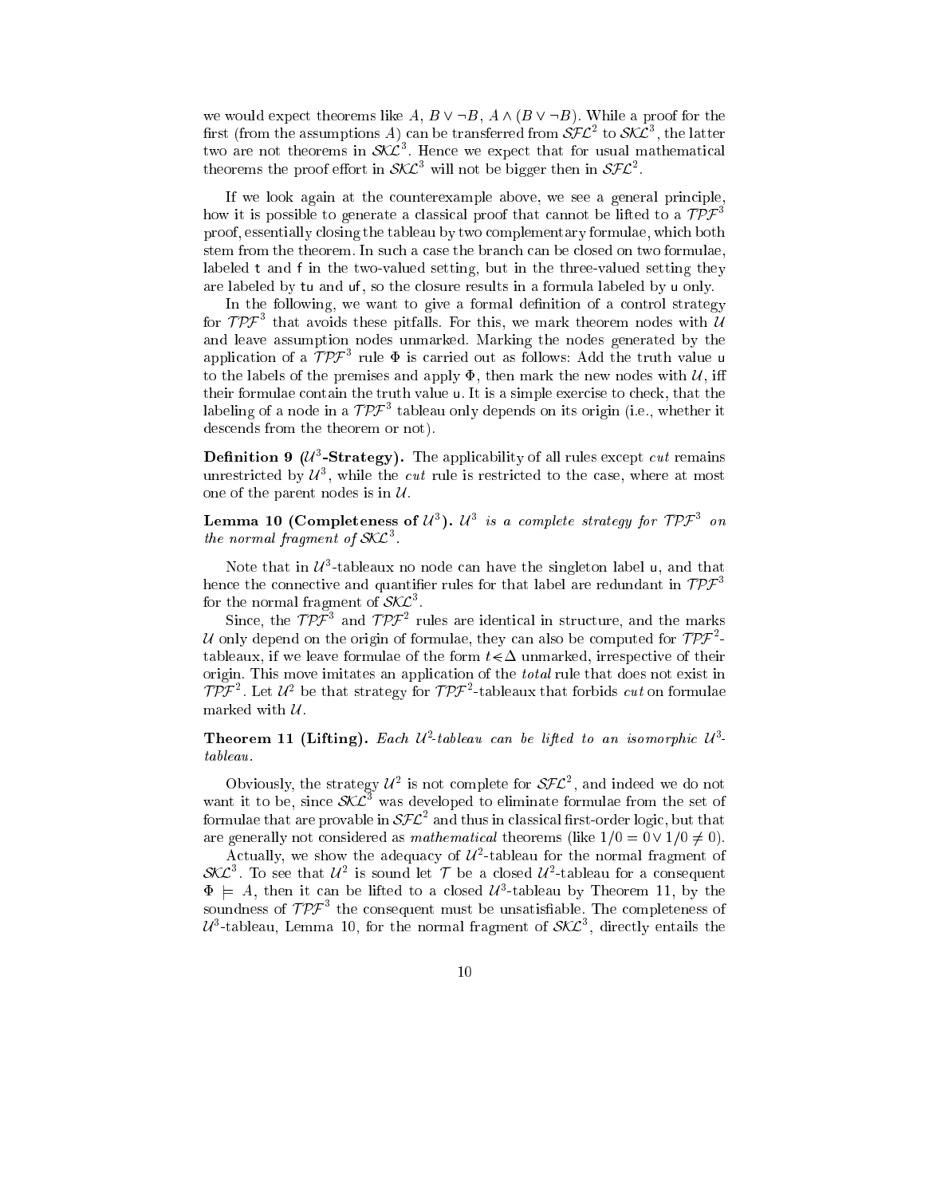we would expect theorems like $A$, $B \vee \neg B$, $A \wedge (B \vee \neg B)$. While a proof for the first (from the assumptions $A$) can be transferred from $\mathcal{SFL}^2$ to $\mathcal{SKL}^3$, the latter two are not theorems in $\mathcal{SKL}^3$. Hence we expect that for usual mathematical theorems the proof effort in $\mathcal{SKL}^3$ will not be bigger then in $\mathcal{SFL}^2$.

If we look again at the counterexample above, we see a general principle, how it is possible to generate a classical proof that cannot be lifted to a $\mathcal{TPF}^3$ proof, essentially closing the tableau by two complementary formulae, which both stem from the theorem. In such a case the branch can be closed on two formulae, labeled $\mathtt{t}$ and $\mathtt{f}$ in the two-valued setting, but in the three-valued setting they are labeled by $\mathtt{tu}$ and $\mathtt{uf}$, so the closure results in a formula labeled by $\mathtt{u}$ only.

In the following, we want to give a formal definition of a control strategy for $\mathcal{TPF}^3$ that avoids these pitfalls. For this, we mark theorem nodes with $\mathcal{U}$ and leave assumption nodes unmarked. Marking the nodes generated by the application of a $\mathcal{TPF}^3$ rule $\Phi$ is carried out as follows: Add the truth value $\mathtt{u}$ to the labels of the premises and apply $\Phi$, then mark the new nodes with $\mathcal{U}$, iff their formulae contain the truth value $\mathtt{u}$. It is a simple exercise to check, that the labeling of a node in a $\mathcal{TPF}^3$ tableau only depends on its origin (i.e., whether it descends from the theorem or not).

**Definition 9 ($\mathcal{U}^3$-Strategy).** The applicability of all rules except *cut* remains unrestricted by $\mathcal{U}^3$, while the *cut* rule is restricted to the case, where at most one of the parent nodes is in $\mathcal{U}$.

**Lemma 10 (Completeness of $\mathcal{U}^3$).** *$\mathcal{U}^3$ is a complete strategy for $\mathcal{TPF}^3$ on the normal fragment of $\mathcal{SKL}^3$.*

Note that in $\mathcal{U}^3$-tableaux no node can have the singleton label $\mathtt{u}$, and that hence the connective and quantifier rules for that label are redundant in $\mathcal{TPF}^3$ for the normal fragment of $\mathcal{SKL}^3$.

Since, the $\mathcal{TPF}^3$ and $\mathcal{TPF}^2$ rules are identical in structure, and the marks $\mathcal{U}$ only depend on the origin of formulae, they can also be computed for $\mathcal{TPF}^2$-tableaux, if we leave formulae of the form $t \lessdot \Delta$ unmarked, irrespective of their origin. This move imitates an application of the *total* rule that does not exist in $\mathcal{TPF}^2$. Let $\mathcal{U}^2$ be that strategy for $\mathcal{TPF}^2$-tableaux that forbids *cut* on formulae marked with $\mathcal{U}$.

**Theorem 11 (Lifting).** *Each $\mathcal{U}^2$-tableau can be lifted to an isomorphic $\mathcal{U}^3$-tableau.*

Obviously, the strategy $\mathcal{U}^2$ is not complete for $\mathcal{SFL}^2$, and indeed we do not want it to be, since $\mathcal{SKL}^3$ was developed to eliminate formulae from the set of formulae that are provable in $\mathcal{SFL}^2$ and thus in classical first-order logic, but that are generally not considered as *mathematical* theorems (like $1/0 = 0 \vee 1/0 \neq 0$).

Actually, we show the adequacy of $\mathcal{U}^2$-tableau for the normal fragment of $\mathcal{SKL}^3$. To see that $\mathcal{U}^2$ is sound let $\mathcal{T}$ be a closed $\mathcal{U}^2$-tableau for a consequent $\Phi \models A$, then it can be lifted to a closed $\mathcal{U}^3$-tableau by Theorem 11, by the soundness of $\mathcal{TPF}^3$ the consequent must be unsatisfiable. The completeness of $\mathcal{U}^3$-tableau, Lemma 10, for the normal fragment of $\mathcal{SKL}^3$, directly entails the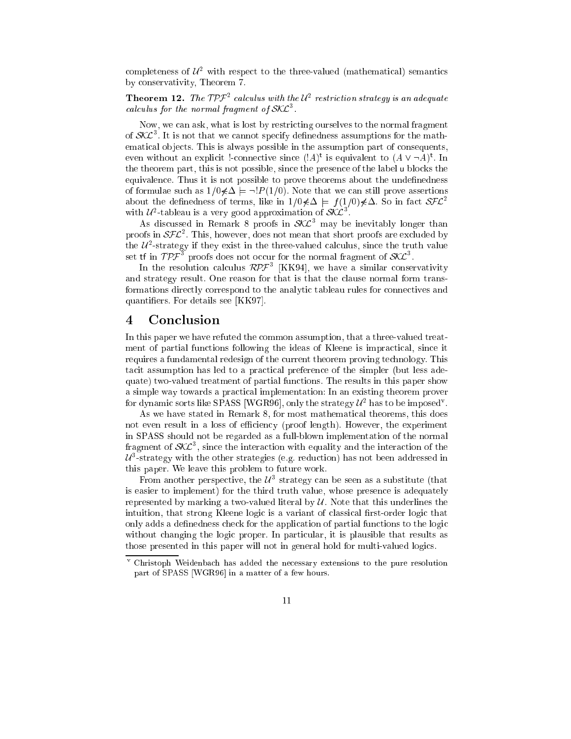completeness of $\mathcal{U}^2$ with respect to the three-valued (mathematical) semantics by conservativity, Theorem 7.

**Theorem 12.** *The $\mathcal{TPF}^2$ calculus with the $\mathcal{U}^2$ restriction strategy is an adequate calculus for the normal fragment of $\mathcal{SKL}^3$.*

Now, we can ask, what is lost by restricting ourselves to the normal fragment of $\mathcal{SKL}^3$. It is not that we cannot specify definedness assumptions for the mathematical objects. This is always possible in the assumption part of consequents, even without an explicit !-connective since $(!A)^{\mathsf{t}}$ is equivalent to $(A \vee \neg A)^{\mathsf{t}}$. In the theorem part, this is not possible, since the presence of the label $\mathsf{u}$ blocks the equivalence. Thus it is not possible to prove theorems about the undefinedness of formulae such as $1/0 \not\in \Delta \models \neg !P(1/0)$. Note that we can still prove assertions about the definedness of terms, like in $1/0 \not\in \Delta \models f(1/0) \not\in \Delta$. So in fact $\mathcal{SFL}^2$ with $\mathcal{U}^2$-tableau is a very good approximation of $\mathcal{SKL}^3$.

As discussed in Remark 8 proofs in $\mathcal{SKL}^3$ may be inevitably longer than proofs in $\mathcal{SFL}^2$. This, however, does not mean that short proofs are excluded by the $\mathcal{U}^2$-strategy if they exist in the three-valued calculus, since the truth value set $\mathsf{tf}$ in $\mathcal{TPF}^3$ proofs does not occur for the normal fragment of $\mathcal{SKL}^3$.

In the resolution calculus $\mathcal{RPF}^3$ [KK94], we have a similar conservativity and strategy result. One reason for that is that the clause normal form transformations directly correspond to the analytic tableau rules for connectives and quantifiers. For details see [KK97].

## 4 Conclusion

In this paper we have refuted the common assumption, that a three-valued treatment of partial functions following the ideas of Kleene is impractical, since it requires a fundamental redesign of the current theorem proving technology. This tacit assumption has led to a practical preference of the simpler (but less adequate) two-valued treatment of partial functions. The results in this paper show a simple way towards a practical implementation: In an existing theorem prover for dynamic sorts like SPASS [WGR96], only the strategy $\mathcal{U}^2$ has to be imposed[v].

As we have stated in Remark 8, for most mathematical theorems, this does not even result in a loss of efficiency (proof length). However, the experiment in SPASS should not be regarded as a full-blown implementation of the normal fragment of $\mathcal{SKL}^3$, since the interaction with equality and the interaction of the $\mathcal{U}^3$-strategy with the other strategies (e.g. reduction) has not been addressed in this paper. We leave this problem to future work.

From another perspective, the $\mathcal{U}^3$ strategy can be seen as a substitute (that is easier to implement) for the third truth value, whose presence is adequately represented by marking a two-valued literal by $\mathcal{U}$. Note that this underlines the intuition, that strong Kleene logic is a variant of classical first-order logic that only adds a definedness check for the application of partial functions to the logic without changing the logic proper. In particular, it is plausible that results as those presented in this paper will not in general hold for multi-valued logics.

---

[v] Christoph Weidenbach has added the necessary extensions to the pure resolution part of SPASS [WGR96] in a matter of a few hours.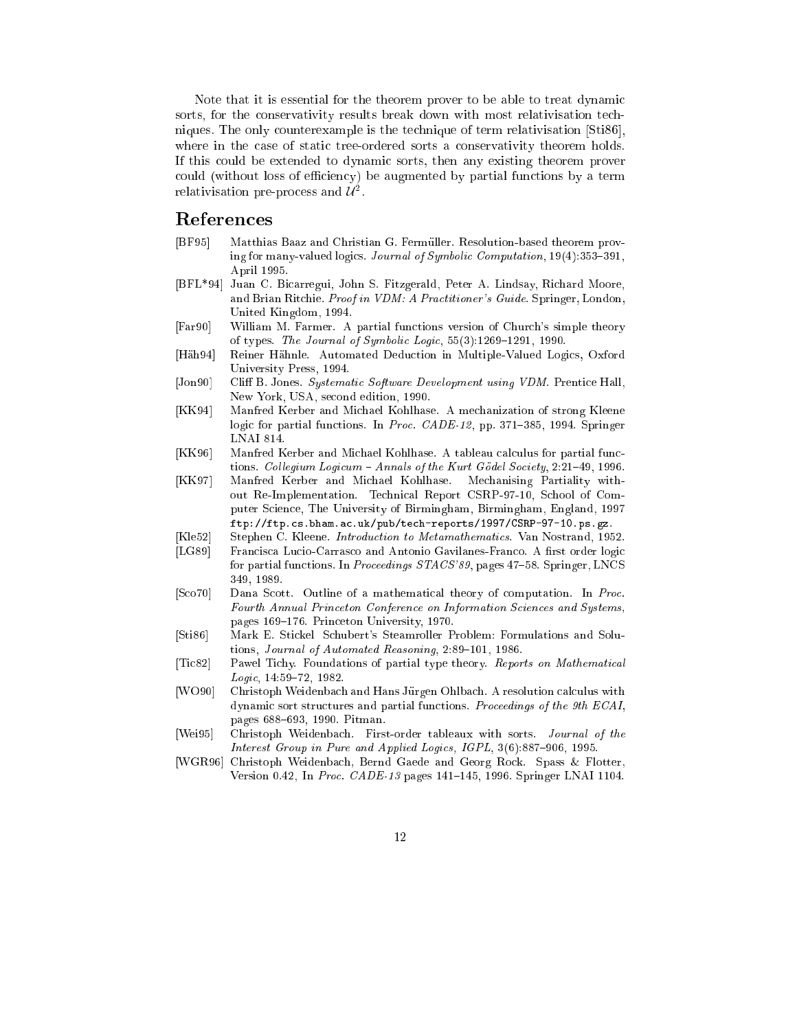Note that it is essential for the theorem prover to be able to treat dynamic sorts, for the conservativity results break down with most relativisation techniques. The only counterexample is the technique of term relativisation [Sti86], where in the case of static tree-ordered sorts a conservativity theorem holds. If this could be extended to dynamic sorts, then any existing theorem prover could (without loss of efficiency) be augmented by partial functions by a term relativisation pre-process and $\mathcal{U}^2$.

## References

[BF95] Matthias Baaz and Christian G. Fermüller. Resolution-based theorem proving for many-valued logics. *Journal of Symbolic Computation*, 19(4):353–391, April 1995.

[BFL*94] Juan C. Bicarregui, John S. Fitzgerald, Peter A. Lindsay, Richard Moore, and Brian Ritchie. *Proof in VDM: A Practitioner's Guide*. Springer, London, United Kingdom, 1994.

[Far90] William M. Farmer. A partial functions version of Church's simple theory of types. *The Journal of Symbolic Logic*, 55(3):1269–1291, 1990.

[Häh94] Reiner Hähnle. Automated Deduction in Multiple-Valued Logics, Oxford University Press, 1994.

[Jon90] Cliff B. Jones. *Systematic Software Development using VDM*. Prentice Hall, New York, USA, second edition, 1990.

[KK94] Manfred Kerber and Michael Kohlhase. A mechanization of strong Kleene logic for partial functions. In *Proc. CADE-12*, pp. 371–385, 1994. Springer LNAI 814.

[KK96] Manfred Kerber and Michael Kohlhase. A tableau calculus for partial functions. *Collegium Logicum – Annals of the Kurt Gödel Society*, 2:21–49, 1996.

[KK97] Manfred Kerber and Michael Kohlhase. Mechanising Partiality without Re-Implementation. Technical Report CSRP-97-10, School of Computer Science, The University of Birmingham, Birmingham, England, 1997 `ftp://ftp.cs.bham.ac.uk/pub/tech-reports/1997/CSRP-97-10.ps.gz`.

[Kle52] Stephen C. Kleene. *Introduction to Metamathematics*. Van Nostrand, 1952.

[LG89] Francisca Lucio-Carrasco and Antonio Gavilanes-Franco. A first order logic for partial functions. In *Proceedings STACS'89*, pages 47–58. Springer, LNCS 349, 1989.

[Sco70] Dana Scott. Outline of a mathematical theory of computation. In *Proc. Fourth Annual Princeton Conference on Information Sciences and Systems*, pages 169–176. Princeton University, 1970.

[Sti86] Mark E. Stickel Schubert's Steamroller Problem: Formulations and Solutions, *Journal of Automated Reasoning*, 2:89–101, 1986.

[Tic82] Pawel Tichy. Foundations of partial type theory. *Reports on Mathematical Logic*, 14:59–72, 1982.

[WO90] Christoph Weidenbach and Hans Jürgen Ohlbach. A resolution calculus with dynamic sort structures and partial functions. *Proceedings of the 9th ECAI*, pages 688–693, 1990. Pitman.

[Wei95] Christoph Weidenbach. First-order tableaux with sorts. *Journal of the Interest Group in Pure and Applied Logics, IGPL*, 3(6):887–906, 1995.

[WGR96] Christoph Weidenbach, Bernd Gaede and Georg Rock. Spass & Flotter, Version 0.42, In *Proc. CADE-13* pages 141–145, 1996. Springer LNAI 1104.